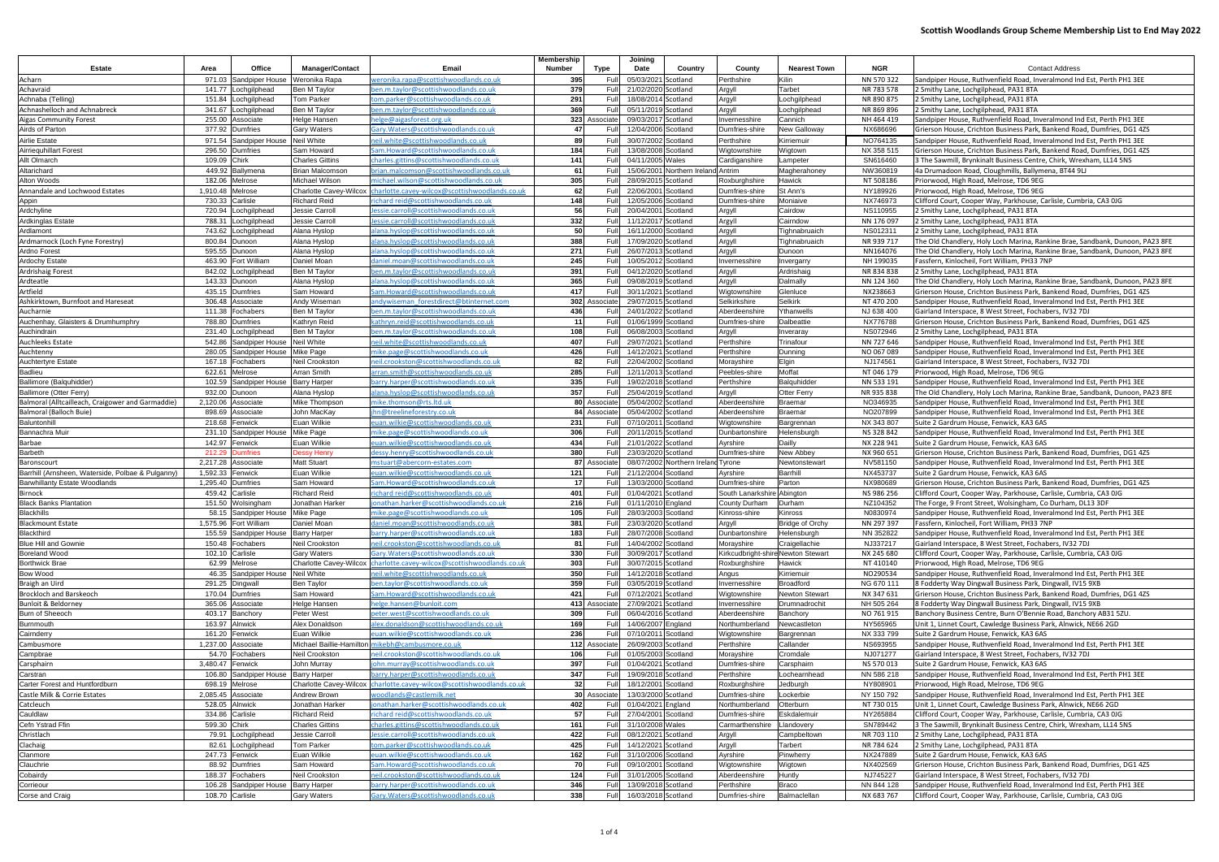# Scottish Woodlands Group Scheme Membership List to End May 2022

| Estate | Area | Office | Manager/Contact | Email | Membership Number | Type | Joining Date | Country | County | Nearest Town | NGR | Contact Address |
|---|---|---|---|---|---|---|---|---|---|---|---|---|
| Acharn | 971.03 | Sandpiper House | Weronika Rapa | weronika.rapa@scottishwoodlands.co.uk | 395 | Full | 05/03/2021 | Scotland | Perthshire | Kilin | NN 570 322 | Sandpiper House, Ruthvenfield Road, Inveralmond Ind Est, Perth PH1 3EE |
| Achavraid | 141.77 | Lochgilphead | Ben M Taylor | ben.m.taylor@scottishwoodlands.co.uk | 379 | Full | 21/02/2020 | Scotland | Argyll | Tarbet | NR 783 578 | 2 Smithy Lane, Lochgilphead, PA31 8TA |
| Achnaba (Telling) | 151.84 | Lochgilphead | Tom Parker | tom.parker@scottishwoodlands.co.uk | 291 | Full | 18/08/2014 | Scotland | Argyll | Lochgilphead | NR 890 875 | 2 Smithy Lane, Lochgilphead, PA31 8TA |
| Achnashelloch and Achnabreck | 341.67 | Lochgilphead | Ben M Taylor | ben.m.taylor@scottishwoodlands.co.uk | 369 | Full | 05/11/2019 | Scotland | Argyll | Lochgilphead | NR 869 896 | 2 Smithy Lane, Lochgilphead, PA31 8TA |
| Aigas Community Forest | 255.00 | Associate | Helge Hansen | helge@aigasforest.org.uk | 323 | Associate | 09/03/2017 | Scotland | Invernesshire | Cannich | NH 464 419 | Sandpiper House, Ruthvenfield Road, Inveralmond Ind Est, Perth PH1 3EE |
| Airds of Parton | 377.92 | Dumfries | Gary Waters | Gary.Waters@scottishwoodlands.co.uk | 47 | Full | 12/04/2006 | Scotland | Dumfries-shire | New Galloway | NX686696 | Grierson House, Crichton Business Park, Bankend Road, Dumfries, DG1 4ZS |
| Airlie Estate | 971.54 | Sandpiper House | Neil White | neil.white@scottishwoodlands.co.uk | 89 | Full | 30/07/2002 | Scotland | Perthshire | Kirriemuir | NO764135 | Sandpiper House, Ruthvenfield Road, Inveralmond Ind Est, Perth PH1 3EE |
| Airriequhillart Forest | 296.50 | Dumfries | Sam Howard | Sam.Howard@scottishwoodlands.co.uk | 184 | Full | 13/08/2008 | Scotland | Wigtownshire | Wigtown | NX 358 515 | Grierson House, Crichton Business Park, Bankend Road, Dumfries, DG1 4ZS |
| Allt Olmarch | 109.09 | Chirk | Charles Gittins | charles.gittins@scottishwoodlands.co.uk | 141 | Full | 04/11/2005 | Wales | Cardiganshire | Lampeter | SN616460 | 3 The Sawmill, Brynkinalt Business Centre, Chirk, Wrexham, LL14 5NS |
| Altarichard | 449.92 | Ballymena | Brian Malcomson | brian.malcomson@scottishwoodlands.co.uk | 61 | Full | 15/06/2001 | Northern Ireland | Antrim | Magherahoney | NW360819 | 4a Drumadoon Road, Cloughmills, Ballymena, BT44 9LJ |
| Alton Woods | 182.06 | Melrose | Michael Wilson | michael.wilson@scottishwoodlands.co.uk | 305 | Full | 28/09/2015 | Scotland | Roxburghshire | Hawick | NT 508186 | Priorwood, High Road, Melrose, TD6 9EG |
| Annandale and Lochwood Estates | 1,910.48 | Melrose | Charlotte Cavey-Wilcox | charlotte.cavey-wilcox@scottishwoodlands.co.uk | 62 | Full | 22/06/2001 | Scotland | Dumfries-shire | St Ann's | NY189926 | Priorwood, High Road, Melrose, TD6 9EG |
| Appin | 730.33 | Carlisle | Richard Reid | richard.reid@scottishwoodlands.co.uk | 148 | Full | 12/05/2006 | Scotland | Dumfries-shire | Moniaive | NX746973 | Clifford Court, Cooper Way, Parkhouse, Carlisle, Cumbria, CA3 0JG |
| Ardchyline | 720.94 | Lochgilphead | Jessie Carroll | Jessie.carroll@scottishwoodlands.co.uk | 56 | Full | 20/04/2001 | Scotland | Argyll | Cairdow | NS110955 | 2 Smithy Lane, Lochgilphead, PA31 8TA |
| Ardkinglas Estate | 788.31 | Lochgilphead | Jessie Carroll | Jessie.carroll@scottishwoodlands.co.uk | 332 | Full | 11/12/2017 | Scotland | Argyll | Cairndow | NN 176 097 | 2 Smithy Lane, Lochgilphead, PA31 8TA |
| Ardlamont | 743.62 | Lochgilphead | Alana Hyslop | alana.hyslop@scottishwoodlands.co.uk | 50 | Full | 16/11/2000 | Scotland | Argyll | Tighnabruaich | NS012311 | 2 Smithy Lane, Lochgilphead, PA31 8TA |
| Ardmarnock (Loch Fyne Forestry) | 800.84 | Dunoon | Alana Hyslop | alana.hyslop@scottishwoodlands.co.uk | 388 | Full | 17/09/2020 | Scotland | Argyll | Tighnabruaich | NR 939 717 | The Old Chandlery, Holy Loch Marina, Rankine Brae, Sandbank, Dunoon, PA23 8FE |
| Ardno Forest | 595.55 | Dunoon | Alana Hyslop | alana.hyslop@scottishwoodlands.co.uk | 271 | Full | 26/07/2013 | Scotland | Argyll | Dunoon | NN164076 | The Old Chandlery, Holy Loch Marina, Rankine Brae, Sandbank, Dunoon, PA23 8FE |
| Ardochy Estate | 463.90 | Fort William | Daniel Moan | daniel.moan@scottishwoodlands.co.uk | 245 | Full | 10/05/2012 | Scotland | Invernesshire | Invergarry | NH 199035 | Fassfern, Kinlocheil, Fort William, PH33 7NP |
| Ardrishaig Forest | 842.02 | Lochgilphead | Ben M Taylor | ben.m.taylor@scottishwoodlands.co.uk | 391 | Full | 04/12/2020 | Scotland | Argyll | Ardrishaig | NR 834 838 | 2 Smithy Lane, Lochgilphead, PA31 8TA |
| Ardteatle | 143.33 | Dunoon | Alana Hyslop | alana.hyslop@scottishwoodlands.co.uk | 365 | Full | 09/08/2019 | Scotland | Argyll | Dalmally | NN 124 360 | The Old Chandlery, Holy Loch Marina, Rankine Brae, Sandbank, Dunoon, PA23 8FE |
| Artfield | 435.15 | Dumfries | Sam Howard | Sam.Howard@scottishwoodlands.co.uk | 417 | Full | 30/11/2021 | Scotland | Wigtownshire | Glenluce | NX238663 | Grierson House, Crichton Business Park, Bankend Road, Dumfries, DG1 4ZS |
| Ashkirktown, Burnfoot and Hareseat | 306.48 | Associate | Andy Wiseman | andywiseman_forestdirect@btinternet.com | 302 | Associate | 29/07/2015 | Scotland | Selkirkshire | Selkirk | NT 470 200 | Sandpiper House, Ruthvenfield Road, Inveralmond Ind Est, Perth PH1 3EE |
| Aucharnie | 111.38 | Fochabers | Ben M Taylor | ben.m.taylor@scottishwoodlands.co.uk | 436 | Full | 24/01/2022 | Scotland | Aberdeenshire | Ythanwells | NJ 638 400 | Gairland Interspace, 8 West Street, Fochabers, IV32 7DJ |
| Auchenhay, Glaisters & Drumhumphry | 788.80 | Dumfries | Kathryn Reid | kathryn.reid@scottishwoodlands.co.uk | 11 | Full | 01/06/1999 | Scotland | Dumfries-shire | Dalbeattie | NX776788 | Grierson House, Crichton Business Park, Bankend Road, Dumfries, DG1 4ZS |
| Auchindrain | 231.40 | Lochgilphead | Ben M Taylor | ben.m.taylor@scottishwoodlands.co.uk | 108 | Full | 06/08/2003 | Scotland | Argyll | Inveraray | NS072946 | 2 Smithy Lane, Lochgilphead, PA31 8TA |
| Auchleeks Estate | 542.86 | Sandpiper House | Neil White | neil.white@scottishwoodlands.co.uk | 407 | Full | 29/07/2021 | Scotland | Perthshire | Trinafour | NN 727 646 | Sandpiper House, Ruthvenfield Road, Inveralmond Ind Est, Perth PH1 3EE |
| Auchtenny | 280.05 | Sandpiper House | Mike Page | mike.page@scottishwoodlands.co.uk | 426 | Full | 14/12/2021 | Scotland | Perthshire | Dunning | NO 067 089 | Sandpiper House, Ruthvenfield Road, Inveralmond Ind Est, Perth PH1 3EE |
| Auchtertyre Estate | 167.18 | Fochabers | Neil Crookston | neil.crookston@scottishwoodlands.co.uk | 82 | Full | 22/04/2002 | Scotland | Morayshire | Elgin | NJ174561 | Gairland Interspace, 8 West Street, Fochabers, IV32 7DJ |
| Badlieu | 622.61 | Melrose | Arran Smith | arran.smith@scottishwoodlands.co.uk | 285 | Full | 12/11/2013 | Scotland | Peebles-shire | Moffat | NT 046 179 | Priorwood, High Road, Melrose, TD6 9EG |
| Ballimore (Balquhidder) | 102.59 | Sandpiper House | Barry Harper | barry.harper@scottishwoodlands.co.uk | 335 | Full | 19/02/2018 | Scotland | Perthshire | Balquhidder | NN 533 191 | Sandpiper House, Ruthvenfield Road, Inveralmond Ind Est, Perth PH1 3EE |
| Ballimore (Otter Ferry) | 932.00 | Dunoon | Alana Hyslop | alana.hyslop@scottishwoodlands.co.uk | 357 | Full | 25/04/2019 | Scotland | Argyll | Otter Ferry | NR 935 838 | The Old Chandlery, Holy Loch Marina, Rankine Brae, Sandbank, Dunoon, PA23 8FE |
| Balmoral (Alltcailleach, Craigower and Garmaddie) | 2,120.06 | Associate | Mike Thompson | mike.thomson@rts.ltd.uk | 80 | Associate | 05/04/2002 | Scotland | Aberdeenshire | Braemar | NO346935 | Sandpiper House, Ruthvenfield Road, Inveralmond Ind Est, Perth PH1 3EE |
| Balmoral (Balloch Buie) | 898.69 | Associate | John MacKay | jhn@treelineforestry.co.uk | 84 | Associate | 05/04/2002 | Scotland | Aberdeenshire | Braemar | NO207899 | Sandpiper House, Ruthvenfield Road, Inveralmond Ind Est, Perth PH1 3EE |
| Baluntonhill | 218.68 | Fenwick | Euan Wilkie | euan.wilkie@scottishwoodlands.co.uk | 231 | Full | 07/10/2011 | Scotland | Wigtownshire | Bargrennan | NX 343 807 | Suite 2 Gardrum House, Fenwick, KA3 6AS |
| Bannachra Muir | 231.10 | Sandpiper House | Mike Page | mike.page@scottishwoodlands.co.uk | 306 | Full | 20/11/2015 | Scotland | Dunbartonshire | Helensburgh | NS 328 842 | Sandpiper House, Ruthvenfield Road, Inveralmond Ind Est, Perth PH1 3EE |
| Barbae | 142.97 | Fenwick | Euan Wilkie | euan.wilkie@scottishwoodlands.co.uk | 434 | Full | 21/01/2022 | Scotland | Ayrshire | Dailly | NX 228 941 | Suite 2 Gardrum House, Fenwick, KA3 6AS |
| Barbeth | 212.29 | Dumfries | Dessy Henry | dessy.henry@scottishwoodlands.co.uk | 380 | Full | 23/03/2020 | Scotland | Dumfries-shire | New Abbey | NX 960 651 | Grierson House, Crichton Business Park, Bankend Road, Dumfries, DG1 4ZS |
| Baronscourt | 2,217.28 | Associate | Matt Stuart | mstuart@abercorn-estates.com | 87 | Associate | 08/07/2002 | Northern Ireland | Tyrone | Newtonstewart | NV581150 | Sandpiper House, Ruthvenfield Road, Inveralmond Ind Est, Perth PH1 3EE |
| Barrhill (Arnsheen, Waterside, Polbae & Pulganny) | 1,592.33 | Fenwick | Euan Wilkie | euan.wilkie@scottishwoodlands.co.uk | 121 | Full | 21/12/2004 | Scotland | Ayrshire | Barrhill | NX453737 | Suite 2 Gardrum House, Fenwick, KA3 6AS |
| Barwhillanty Estate Woodlands | 1,295.40 | Dumfries | Sam Howard | Sam.Howard@scottishwoodlands.co.uk | 17 | Full | 13/03/2000 | Scotland | Dumfries-shire | Parton | NX980689 | Grierson House, Crichton Business Park, Bankend Road, Dumfries, DG1 4ZS |
| Birnock | 459.42 | Carlisle | Richard Reid | richard.reid@scottishwoodlands.co.uk | 401 | Full | 01/04/2021 | Scotland | South Lanarkshire | Abington | NS 986 256 | Clifford Court, Cooper Way, Parkhouse, Carlisle, Cumbria, CA3 0JG |
| Black Banks Plantation | 151.50 | Wolsingham | Jonathan Harker | jonathan.harker@scottishwoodlands.co.uk | 216 | Full | 01/11/2010 | England | County Durham | Durham | NZ104352 | The Forge, 9 Front Street, Wolsingham, Co Durham, DL13 3DF |
| Blackhills | 58.15 | Sandpiper House | Mike Page | mike.page@scottishwoodlands.co.uk | 105 | Full | 28/03/2003 | Scotland | Kinross-shire | Kinross | N0830974 | Sandpiper House, Ruthvenfield Road, Inveralmond Ind Est, Perth PH1 3EE |
| Blackmount Estate | 1,575.96 | Fort William | Daniel Moan | daniel.moan@scottishwoodlands.co.uk | 381 | Full | 23/03/2020 | Scotland | Argyll | Bridge of Orchy | NN 297 397 | Fassfern, Kinlocheil, Fort William, PH33 7NP |
| Blackthird | 155.59 | Sandpiper House | Barry Harper | barry.harper@scottishwoodlands.co.uk | 183 | Full | 28/07/2008 | Scotland | Dunbartonshire | Helensburgh | NN 352822 | Sandpiper House, Ruthvenfield Road, Inveralmond Ind Est, Perth PH1 3EE |
| Blue Hill and Gownie | 150.48 | Fochabers | Neil Crookston | neil.crookston@scottishwoodlands.co.uk | 81 | Full | 14/04/2002 | Scotland | Morayshire | Craigellachie | NJ337217 | Gairland Interspace, 8 West Street, Fochabers, IV32 7DJ |
| Boreland Wood | 102.10 | Carlisle | Gary Waters | Gary.Waters@scottishwoodlands.co.uk | 330 | Full | 30/09/2017 | Scotland | Kirkcudbright-shire | Newton Stewart | NX 245 680 | Clifford Court, Cooper Way, Parkhouse, Carlisle, Cumbria, CA3 0JG |
| Borthwick Brae | 62.99 | Melrose | Charlotte Cavey-Wilcox | charlotte.cavey-wilcox@scottishwoodlands.co.uk | 303 | Full | 30/07/2015 | Scotland | Roxburghshire | Hawick | NT 410140 | Priorwood, High Road, Melrose, TD6 9EG |
| Bow Wood | 46.35 | Sandpiper House | Neil White | neil.white@scottishwoodlands.co.uk | 350 | Full | 14/12/2018 | Scotland | Angus | Kirriemuir | NO290534 | Sandpiper House, Ruthvenfield Road, Inveralmond Ind Est, Perth PH1 3EE |
| Braigh an Uird | 291.25 | Dingwall | Ben Taylor | ben.taylor@scottishwoodlands.co.uk | 359 | Full | 03/05/2019 | Scotland | Invernesshire | Broadford | NG 670 111 | 8 Fodderty Way Dingwall Business Park, Dingwall, IV15 9XB |
| Brockloch and Barskeoch | 170.04 | Dumfries | Sam Howard | Sam.Howard@scottishwoodlands.co.uk | 421 | Full | 07/12/2021 | Scotland | Wigtownshire | Newton Stewart | NX 347 631 | Grierson House, Crichton Business Park, Bankend Road, Dumfries, DG1 4ZS |
| Bunloit & Beldorney | 365.06 | Associate | Helge Hansen | helge.hansen@bunloit.com | 413 | Associate | 27/09/2021 | Scotland | Invernesshire | Drumnadrochit | NH 505 264 | 8 Fodderty Way Dingwall Business Park, Dingwall, IV15 9XB |
| Burn of Sheeoch | 403.17 | Banchory | Peter West | peter.west@scottishwoodlands.co.uk | 309 | Full | 06/04/2016 | Scotland | Aberdeenshire | Banchory | NO 761 915 | Banchory Business Centre, Burn O'Bennie Road, Banchory AB31 5ZU. |
| Brunmouth | 163.97 | Alnwick | Alex Donaldson | alex.donaldson@scottishwoodlands.co.uk | 169 | Full | 14/06/2007 | England | Northumberland | Newcastleton | NY565965 | Unit 1, Linnet Court, Cawledge Business Park, Alnwick, NE66 2GD |
| Cairnderry | 161.20 | Fenwick | Euan Wilkie | euan.wilkie@scottishwoodlands.co.uk | 236 | Full | 07/10/2011 | Scotland | Wigtownshire | Bargrennan | NX 333 799 | Suite 2 Gardrum House, Fenwick, KA3 6AS |
| Cambusmore | 1,237.00 | Associate | Michael Baillie-Hamilton | mikebh@cambusmore.co.uk | 112 | Associate | 26/09/2003 | Scotland | Perthshire | Callander | NS693955 | Sandpiper House, Ruthvenfield Road, Inveralmond Ind Est, Perth PH1 3EE |
| Campbrae | 54.70 | Fochabers | Neil Crookston | neil.crookston@scottishwoodlands.co.uk | 106 | Full | 01/05/2003 | Scotland | Morayshire | Cromdale | NJ071277 | Gairland Interspace, 8 West Street, Fochabers, IV32 7DJ |
| Carsphairn | 3,480.47 | Fenwick | John Murray | john.murray@scottishwoodlands.co.uk | 397 | Full | 01/04/2021 | Scotland | Dumfries-shire | Carsphairn | NS 570 013 | Suite 2 Gardrum House, Fenwick, KA3 6AS |
| Carstran | 106.80 | Sandpiper House | Barry Harper | barry.harper@scottishwoodlands.co.uk | 347 | Full | 19/09/2018 | Scotland | Perthshire | Lochearnhead | NN 586 218 | Sandpiper House, Ruthvenfield Road, Inveralmond Ind Est, Perth PH1 3EE |
| Carter Forest and Huntfordburn | 698.19 | Melrose | Charlotte Cavey-Wilcox | charlotte.cavey-wilcox@scottishwoodlands.co.uk | 32 | Full | 18/12/2001 | Scotland | Roxburghshire | Jedburgh | NY808901 | Priorwood, High Road, Melrose, TD6 9EG |
| Castle Milk & Corrie Estates | 2,085.45 | Associate | Andrew Brown | woodlands@castlemilk.net | 30 | Associate | 13/03/2000 | Scotland | Dumfries-shire | Lockerbie | NY 150 792 | Sandpiper House, Ruthvenfield Road, Inveralmond Ind Est, Perth PH1 3EE |
| Catcleuch | 528.05 | Alnwick | Jonathan Harker | jonathan.harker@scottishwoodlands.co.uk | 402 | Full | 01/04/2021 | England | Northumberland | Otterburn | NT 730 015 | Unit 1, Linnet Court, Cawledge Business Park, Alnwick, NE66 2GD |
| Cauldlaw | 334.86 | Carlisle | Richard Reid | richard.reid@scottishwoodlands.co.uk | 57 | Full | 27/04/2001 | Scotland | Dumfries-shire | Eskdalemuir | NY265884 | Clifford Court, Cooper Way, Parkhouse, Carlisle, Cumbria, CA3 0JG |
| Cefn Ystrad Ffin | 599.30 | Chirk | Charles Gittins | charles.gittins@scottishwoodlands.co.uk | 161 | Full | 31/10/2008 | Wales | Carmarthenshire | Llandovery | SN789442 | 3 The Sawmill, Brynkinalt Business Centre, Chirk, Wrexham, LL14 5NS |
| Christlach | 79.91 | Lochgilphead | Jessie Carroll | Jessie.carroll@scottishwoodlands.co.uk | 422 | Full | 08/12/2021 | Scotland | Argyll | Campbeltown | NR 703 110 | 2 Smithy Lane, Lochgilphead, PA31 8TA |
| Clachaig | 82.61 | Lochgilphead | Tom Parker | tom.parker@scottishwoodlands.co.uk | 425 | Full | 14/12/2021 | Scotland | Argyll | Tarbert | NR 784 624 | 2 Smithy Lane, Lochgilphead, PA31 8TA |
| Clanmore | 247.73 | Fenwick | Euan Wilkie | euan.wilkie@scottishwoodlands.co.uk | 162 | Full | 31/10/2006 | Scotland | Ayrshire | Pinwherry | NX247889 | Suite 2 Gardrum House, Fenwick, KA3 6AS |
| Clauchrie | 88.92 | Dumfries | Sam Howard | Sam.Howard@scottishwoodlands.co.uk | 70 | Full | 09/10/2001 | Scotland | Wigtownshire | Wigtown | NX402569 | Grierson House, Crichton Business Park, Bankend Road, Dumfries, DG1 4ZS |
| Cobairdy | 188.37 | Fochabers | Neil Crookston | neil.crookston@scottishwoodlands.co.uk | 124 | Full | 31/01/2005 | Scotland | Aberdeenshire | Huntly | NJ745227 | Gairland Interspace, 8 West Street, Fochabers, IV32 7DJ |
| Corrieour | 106.28 | Sandpiper House | Barry Harper | barry.harper@scottishwoodlands.co.uk | 346 | Full | 13/09/2018 | Scotland | Perthshire | Braco | NN 844 128 | Sandpiper House, Ruthvenfield Road, Inveralmond Ind Est, Perth PH1 3EE |
| Corse and Craig | 108.70 | Carlisle | Gary Waters | Gary.Waters@scottishwoodlands.co.uk | 338 | Full | 16/03/2018 | Scotland | Dumfries-shire | Balmaclellan | NX 683 767 | Clifford Court, Cooper Way, Parkhouse, Carlisle, Cumbria, CA3 0JG |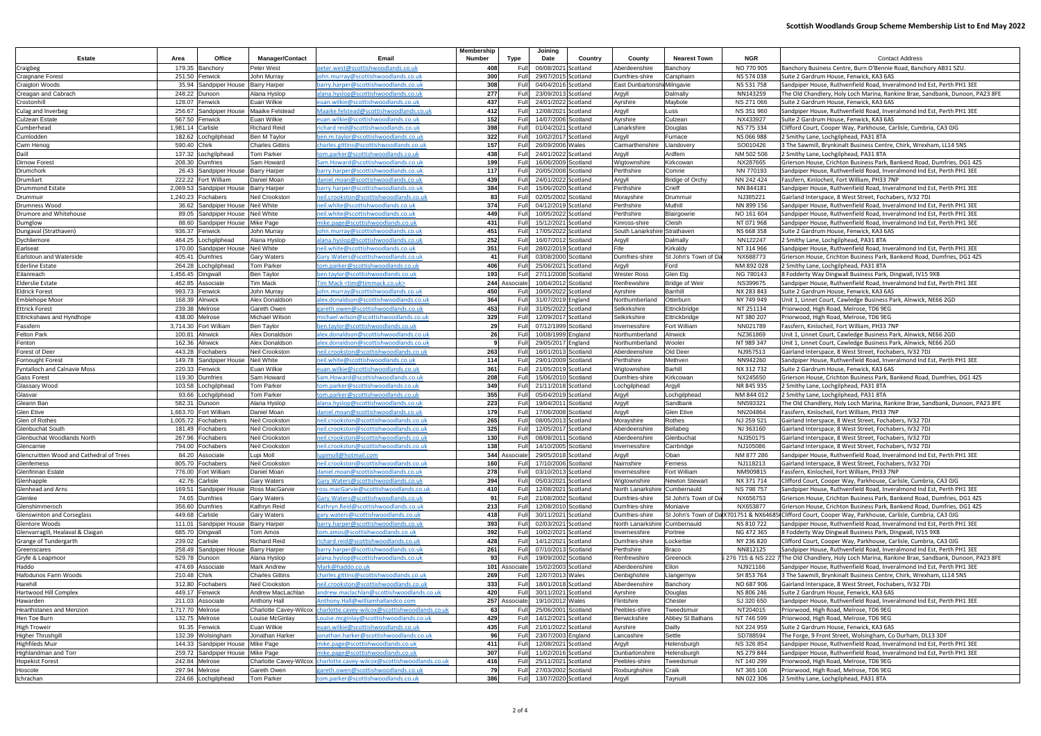# Scottish Woodlands Group Scheme Membership List to End May 2022

| Estate | Area | Office | Manager/Contact | Email | Membership Number | Type | Joining Date | Country | County | Nearest Town | NGR | Contact Address |
|---|---|---|---|---|---|---|---|---|---|---|---|---|
| Craigbeg | 179.35 | Banchory | Peter West | peter.west@scottishwoodlands.co.uk | 408 | Full | 06/08/2021 | Scotland | Aberdeenshire | Banchory | NO 770 905 | Banchory Business Centre, Burn O'Bennie Road, Banchory AB31 5ZU. |
| Craignane Forest | 251.50 | Fenwick | John Murray | john.murray@scottishwoodlands.co.uk | 300 | Full | 29/07/2015 | Scotland | Dumfries-shire | Carsphairn | NS 574 038 | Suite 2 Gardrum House, Fenwick, KA3 6AS |
| Craigton Woods | 35.94 | Sandpiper House | Barry Harper | barry.harper@scottishwoodlands.co.uk | 308 | Full | 04/04/2016 | Scotland | East Dunbartonshire | Milngavie | NS 531 758 | Sandpiper House, Ruthvenfield Road, Inveralmond Ind Est, Perth PH1 3EE |
| Creagan and Cabrach | 248.22 | Dunoon | Alana Hyslop | alana.hyslop@scottishwoodlands.co.uk | 277 | Full | 23/09/2013 | Scotland | Argyll | Dalmally | NN143259 | The Old Chandlery, Holy Loch Marina, Rankine Brae, Sandbank, Dunoon, PA23 8FE |
| Crostonhill | 128.07 | Fenwick | Euan Wilkie | euan.wilkie@scottishwoodlands.co.uk | 437 | Full | 24/01/2022 | Scotland | Ayrshire | Maybole | NS 271 066 | Suite 2 Gardrum House, Fenwick, KA3 6AS |
| Culag and Inverbeg | 256.67 | Sandpiper House | Maaike Felstead | Maaike.felstead@scottishwoodlands.co.uk | 412 | Full | 12/08/2021 | Scotland | Argyll | Luss | NS 351 960 | Sandpiper House, Ruthvenfield Road, Inveralmond Ind Est, Perth PH1 3EE |
| Culzean Estate | 567.50 | Fenwick | Euan Wilkie | euan.wilkie@scottishwoodlands.co.uk | 152 | Full | 14/07/2006 | Scotland | Ayrshire | Culzean | NX433927 | Suite 2 Gardrum House, Fenwick, KA3 6AS |
| Cumberhead | 1,981.14 | Carlisle | Richard Reid | richard.reid@scottishwoodlands.co.uk | 398 | Full | 01/04/2021 | Scotland | Lanarkshire | Douglas | NS 775 334 | Clifford Court, Cooper Way, Parkhouse, Carlisle, Cumbria, CA3 0JG |
| Cumlodden | 182.62 | Lochgilphead | Ben M Taylor | ben.m.taylor@scottishwoodlands.co.uk | 322 | Full | 10/02/2017 | Scotland | Argyll | Furnace | NS 066 988 | 2 Smithy Lane, Lochgilphead, PA31 8TA |
| Cwm Henog | 590.40 | Chirk | Charles Gittins | charles.gittins@scottishwoodlands.co.uk | 157 | Full | 26/09/2006 | Wales | Carmarthenshire | Llandovery | SO010426 | 3 The Sawmill, Brynkinalt Business Centre, Chirk, Wrexham, LL14 5NS |
| Daill | 137.32 | Lochgilphead | Tom Parker | tom.parker@scottishwoodlands.co.uk | 438 | Full | 24/01/2022 | Scotland | Argyll | Ardfern | NM 502 506 | 2 Smithy Lane, Lochgilphead, PA31 8TA |
| Dirnow Forest | 208.30 | Dumfries | Sam Howard | Sam.Howard@scottishwoodlands.co.uk | 199 | Full | 16/06/2009 | Scotland | Wigtownshire | Kirkcowan | NX287665 | Grierson House, Crichton Business Park, Bankend Road, Dumfries, DG1 4ZS |
| Drumchork | 26.43 | Sandpiper House | Barry Harper | barry.harper@scottishwoodlands.co.uk | 117 | Full | 20/05/2008 | Scotland | Perthshire | Comrie | NN 770193 | Sandpiper House, Ruthvenfield Road, Inveralmond Ind Est, Perth PH1 3EE |
| Drumliart | 222.22 | Fort William | Daniel Moan | daniel.moan@scottishwoodlands.co.uk | 439 | Full | 24/01/2022 | Scotland | Argyll | Bridge of Orchy | NN 242 424 | Fassfern, Kinlocheil, Fort William, PH33 7NP |
| Drummond Estate | 2,069.53 | Sandpiper House | Barry Harper | barry.harper@scottishwoodlands.co.uk | 384 | Full | 15/06/2020 | Scotland | Perthshire | Crieff | NN 844181 | Sandpiper House, Ruthvenfield Road, Inveralmond Ind Est, Perth PH1 3EE |
| Drummuir | 1,240.23 | Fochabers | Neil Crookston | neil.crookston@scottishwoodlands.co.uk | 83 | Full | 02/05/2002 | Scotland | Morayshire | Drummuir | NJ385221 | Gairland Interspace, 8 West Street, Fochabers, IV32 7DJ |
| Drumness Wood | 36.62 | Sandpiper House | Neil White | neil.white@scottishwoodlands.co.uk | 374 | Full | 04/12/2019 | Scotland | Perthshire | Muthill | NN 899 156 | Sandpiper House, Ruthvenfield Road, Inveralmond Ind Est, Perth PH1 3EE |
| Drumore and Whitehouse | 89.05 | Sandpiper House | Neil White | neil.white@scottishwoodlands.co.uk | 449 | Full | 10/05/2022 | Scotland | Perthshire | Blairgowrie | NO 161 604 | Sandpiper House, Ruthvenfield Road, Inveralmond Ind Est, Perth PH1 3EE |
| Dumglow | 88.60 | Sandpiper House | Mike Page | mike.page@scottishwoodlands.co.uk | 431 | Full | 15/12/2021 | Scotland | Kinross-shire | Cleish | NT 071 968 | Sandpiper House, Ruthvenfield Road, Inveralmond Ind Est, Perth PH1 3EE |
| Dungaval (Strathaven) | 936.37 | Fenwick | John Murray | john.murray@scottishwoodlands.co.uk | 451 | Full | 17/05/2022 | Scotland | South Lanarkshire | Strathaven | NS 668 358 | Suite 2 Gardrum House, Fenwick, KA3 6AS |
| Dychliemore | 464.25 | Lochgilphead | Alana Hyslop | alana.hyslop@scottishwoodlands.co.uk | 252 | Full | 16/07/2012 | Scotland | Argyll | Dalmally | NN122247 | 2 Smithy Lane, Lochgilphead, PA31 8TA |
| Earlseat | 170.00 | Sandpiper House | Neil White | neil.white@scottishwoodlands.co.uk | 351 | Full | 28/02/2019 | Scotland | Fife | Kirkaldy | NT 314 966 | Sandpiper House, Ruthvenfield Road, Inveralmond Ind Est, Perth PH1 3EE |
| Earlstoun and Waterside | 405.41 | Dumfries | Gary Waters | Gary.Waters@scottishwoodlands.co.uk | 41 | Full | 03/08/2000 | Scotland | Dumfries-shire | St John's Town of Da | NX688773 | Grierson House, Crichton Business Park, Bankend Road, Dumfries, DG1 4ZS |
| Ederline Estate | 264.28 | Lochgilphead | Tom Parker | tom.parker@scottishwoodlands.co.uk | 406 | Full | 25/06/2021 | Scotland | Argyll | Ford | NM 892 028 | 2 Smithy Lane, Lochgilphead, PA31 8TA |
| Eilanreach | 1,456.45 | Dingwall | Ben Taylor | ben.taylor@scottishwoodlands.co.uk | 193 | Full | 27/11/2008 | Scotland | Wester Ross | Glen Elg | NG 780143 | 8 Fodderty Way Dingwall Business Park, Dingwall, IV15 9XB |
| Elderslie Estate | 462.85 | Associate | Tim Mack | Tim Mack <tim@timmack.co.uk> | 244 | Associate | 10/04/2012 | Scotland | Renfrewshire | Bridge of Weir | NS399675 | Sandpiper House, Ruthvenfield Road, Inveralmond Ind Est, Perth PH1 3EE |
| Eldrick Forest | 993.73 | Fenwick | John Murray | john.murray@scottishwoodlands.co.uk | 450 | Full | 10/05/2022 | Scotland | Ayrshire | Barrhill | NX 283 843 | Suite 2 Gardrum House, Fenwick, KA3 6AS |
| Emblehope Moor | 168.39 | Alnwick | Alex Donaldson | alex.donaldson@scottishwoodlands.co.uk | 364 | Full | 31/07/2019 | England | Northumberland | Otterburn | NY 749 949 | Unit 1, Linnet Court, Cawledge Business Park, Alnwick, NE66 2GD |
| Ettrick Forest | 239.38 | Melrose | Gareth Owen | gareth.owen@scottishwoodlands.co.uk | 453 | Full | 31/05/2022 | Scotland | Selkirkshire | Ettrickbridge | NT 251134 | Priorwood, High Road, Melrose, TD6 9EG |
| Ettrickshaws and Hyndhope | 438.00 | Melrose | Michael Wilson | michael.wilson@scottishwoodlands.co.uk | 329 | Full | 12/09/2017 | Scotland | Selkirkshire | Ettrickbridge | NT 380 207 | Priorwood, High Road, Melrose, TD6 9EG |
| Fassfern | 3,714.30 | Fort William | Ben Taylor | ben.taylor@scottishwoodlands.co.uk | 29 | Full | 07/12/1999 | Scotland | Invernesshire | Fort William | NN021789 | Fassfern, Kinlocheil, Fort William, PH33 7NP |
| Felton Park | 100.81 | Alnwick | Alex Donaldson | alex.donaldson@scottishwoodlands.co.uk | 26 | Full | 10/08/1999 | England | Northumberland | Alnwick | NZ361869 | Unit 1, Linnet Court, Cawledge Business Park, Alnwick, NE66 2GD |
| Fenton | 162.36 | Alnwick | Alex Donaldson | alex.donaldson@scottishwoodlands.co.uk | 9 | Full | 29/05/2017 | England | Northumberland | Wooler | NT 989 347 | Unit 1, Linnet Court, Cawledge Business Park, Alnwick, NE66 2GD |
| Forest of Deer | 443.28 | Fochabers | Neil Crookston | neil.crookston@scottishwoodlands.co.uk | 263 | Full | 16/01/2013 | Scotland | Aberdeenshire | Old Deer | NJ957513 | Gairland Interspace, 8 West Street, Fochabers, IV32 7DJ |
| Fornought Forest | 149.78 | Sandpiper House | Neil White | neil.white@scottishwoodlands.co.uk | 114 | Full | 29/01/2009 | Scotland | Perthshire | Methven | NN942260 | Sandpiper House, Ruthvenfield Road, Inveralmond Ind Est, Perth PH1 3EE |
| Fyntalloch and Calnavie Moss | 220.33 | Fenwick | Euan Wilkie | euan.wilkie@scottishwoodlands.co.uk | 361 | Full | 21/05/2019 | Scotland | Wigtownshire | Barhill | NX 312 732 | Suite 2 Gardrum House, Fenwick, KA3 6AS |
| Gass Forest | 119.30 | Dumfries | Sam Howard | Sam.Howard@scottishwoodlands.co.uk | 208 | Full | 15/06/2010 | Scotland | Dumfries-shire | Kirkcowan | NX245650 | Grierson House, Crichton Business Park, Bankend Road, Dumfries, DG1 4ZS |
| Glassary Wood | 103.58 | Lochgilphead | Tom Parker | tom.parker@scottishwoodlands.co.uk | 349 | Full | 21/11/2018 | Scotland | Lochgilphead | Argyll | NR 845 935 | 2 Smithy Lane, Lochgilphead, PA31 8TA |
| Glasvar | 93.66 | Lochgilphead | Tom Parker | tom.parker@scottishwoodlands.co.uk | 355 | Full | 05/04/2019 | Scotland | Argyll | Lochgilphead | NM 844 012 | 2 Smithy Lane, Lochgilphead, PA31 8TA |
| Gleann Ban | 582.31 | Dunoon | Alana Hyslop | alana.hyslop@scottishwoodlands.co.uk | 223 | Full | 19/04/2011 | Scotland | Argyll | Sandbank | NN593321 | The Old Chandlery, Holy Loch Marina, Rankine Brae, Sandbank, Dunoon, PA23 8FE |
| Glen Etive | 1,663.70 | Fort William | Daniel Moan | daniel.moan@scottishwoodlands.co.uk | 179 | Full | 17/06/2008 | Scotland | Argyll | Glen Etive | NN204864 | Fassfern, Kinlocheil, Fort William, PH33 7NP |
| Glen of Rothes | 1,005.72 | Fochabers | Neil Crookston | neil.crookston@scottishwoodlands.co.uk | 265 | Full | 08/05/2013 | Scotland | Morayshire | Rothes | NJ 259 521 | Gairland Interspace, 8 West Street, Fochabers, IV32 7DJ |
| Glenbuchat South | 181.49 | Fochabers | Neil Crookston | neil.crookston@scottishwoodlands.co.uk | 325 | Full | 12/05/2017 | Scotland | Aberdeenshire | Bellabeg | NJ 363160 | Gairland Interspace, 8 West Street, Fochabers, IV32 7DJ |
| Glenbuchat Woodlands North | 267.96 | Fochabers | Neil Crookston | neil.crookston@scottishwoodlands.co.uk | 130 | Full | 08/08/2011 | Scotland | Aberdeenshire | Glenbuchat | NJ350175 | Gairland Interspace, 8 West Street, Fochabers, IV32 7DJ |
| Glencarnie | 794.00 | Fochabers | Neil Crookston | neil.crookston@scottishwoodlands.co.uk | 138 | Full | 14/10/2005 | Scotland | Invernesshire | Carrbridge | NJ105086 | Gairland Interspace, 8 West Street, Fochabers, IV32 7DJ |
| Glencruitten Wood and Cathedral of Trees | 84.20 | Associate | Lupi Moll | lupimoll@hotmail.com | 344 | Associate | 29/05/2018 | Scotland | Argyll | Oban | NM 877 286 | Sandpiper House, Ruthvenfield Road, Inveralmond Ind Est, Perth PH1 3EE |
| Glenferness | 805.70 | Fochabers | Neil Crookston | neil.crookston@scottishwoodlands.co.uk | 160 | Full | 17/10/2006 | Scotland | Nairnshire | Ferness | NJ118213 | Gairland Interspace, 8 West Street, Fochabers, IV32 7DJ |
| Glenfinnan Estate | 776.00 | Fort William | Daniel Moan | daniel.moan@scottishwoodlands.co.uk | 278 | Full | 03/10/2013 | Scotland | Invernesshire | Fort William | NM909815 | Fassfern, Kinlocheil, Fort William, PH33 7NP |
| Glenhapple | 42.76 | Carlisle | Gary Waters | Gary.Waters@scottishwoodlands.co.uk | 394 | Full | 05/03/2021 | Scotland | Wigtownshire | Newton Stewart | NX 371 714 | Clifford Court, Cooper Way, Parkhouse, Carlisle, Cumbria, CA3 0JG |
| Glenhead and Arns | 169.51 | Sandpiper House | Ross MacGarvie | ross.macGarvie@scottishwoodlands.co.uk | 410 | Full | 12/08/2021 | Scotland | North Lanarkshire | Cumbernauld | NS 798 757 | Sandpiper House, Ruthvenfield Road, Inveralmond Ind Est, Perth PH1 3EE |
| Glenlee | 74.65 | Dumfries | Gary Waters | Gary.Waters@scottishwoodlands.co.uk | 91 | Full | 21/08/2002 | Scotland | Dumfries-shire | St John's Town of Da | NX656753 | Grierson House, Crichton Business Park, Bankend Road, Dumfries, DG1 4ZS |
| Glenshimmeroch | 356.60 | Dumfries | Kathryn Reid | Kathryn.Reid@scottishwoodlands.co.uk | 213 | Full | 12/08/2010 | Scotland | Dumfries-shire | Moniaive | NX653877 | Grierson House, Crichton Business Park, Bankend Road, Dumfries, DG1 4ZS |
| Glenswinton and Corseglass | 449.68 | Carlisle | Gary Waters | gary.waters@scottishwoodlands.co.uk | 418 | Full | 30/11/2021 | Scotland | Dumfries-shire | St John's Town of Da | X701751 & NX6468 | Clifford Court, Cooper Way, Parkhouse, Carlisle, Cumbria, CA3 0JG |
| Glentore Woods | 111.01 | Sandpiper House | Barry Harper | barry.harper@scottishwoodlands.co.uk | 393 | Full | 02/03/2021 | Scotland | North Lanarkshire | Cumbernauld | NS 810 722 | Sandpiper House, Ruthvenfield Road, Inveralmond Ind Est, Perth PH1 3EE |
| Glenvarragill, Healaval & Claigan | 685.70 | Dingwall | Tom Amos | tom.amos@scottishwoodlands.co.uk | 392 | Full | 10/02/2021 | Scotland | Invernesshire | Portree | NG 472 365 | 8 Fodderty Way Dingwall Business Park, Dingwall, IV15 9XB |
| Grange of Tundergarth | 239.02 | Carlisle | Richard Reid | richard.reid@scottishwoodlands.co.uk | 428 | Full | 14/12/2021 | Scotland | Dumfries-shire | Lockerbie | NY 236 820 | Clifford Court, Cooper Way, Parkhouse, Carlisle, Cumbria, CA3 0JG |
| Greenscares | 258.49 | Sandpiper House | Barry Harper | barry.harper@scottishwoodlands.co.uk | 261 | Full | 07/10/2013 | Scotland | Perthshire | Braco | NN812125 | Sandpiper House, Ruthvenfield Road, Inveralmond Ind Est, Perth PH1 3EE |
| Gryfe & Leapmoor | 529.78 | Dunoon | Alana Hyslop | alana.hyslop@scottishwoodlands.co.uk | 93 | Full | 19/09/2002 | Scotland | Renfrewshire | Greenock | 276 715 & NS 222 7 | The Old Chandlery, Holy Loch Marina, Rankine Brae, Sandbank, Dunoon, PA23 8FE |
| Haddo | 474.69 | Associate | Mark Andrew | Mark@haddo.co.uk | 101 | Associate | 15/02/2003 | Scotland | Aberdeenshire | Ellon | NJ921166 | Sandpiper House, Ruthvenfield Road, Inveralmond Ind Est, Perth PH1 3EE |
| Hafodunos Farm Woods | 210.48 | Chirk | Charles Gittins | charles.gittins@scottishwoodlands.co.uk | 269 | Full | 12/07/2013 | Wales | Denbighshire | Llangernyw | SH 853 764 | 3 The Sawmill, Brynkinalt Business Centre, Chirk, Wrexham, LL14 5NS |
| Harehill | 312.80 | Fochabers | Neil Crookston | neil.crookston@scottishwoodlands.co.uk | 333 | Full | 18/01/2018 | Scotland | Aberdeenshire | Banchory | NO 687 906 | Gairland Interspace, 8 West Street, Fochabers, IV32 7DJ |
| Hartwood Hill Complex | 449.17 | Fenwick | Andrew MacLachlan | andrew.maclachlan@scottishwoodlands.co.uk | 420 | Full | 30/11/2021 | Scotland | Ayrshire | Douglas | NS 806 246 | Suite 2 Gardrum House, Fenwick, KA3 6AS |
| Hawarden | 211.03 | Associate | Anthony Hall | Anthony.Hall@williamhallandco.com | 257 | Associate | 19/10/2012 | Wales | Flintshire | Chester | SJ 320 650 | Sandpiper House, Ruthvenfield Road, Inveralmond Ind Est, Perth PH1 3EE |
| Hearthstanes and Menzion | 1,717.70 | Melrose | Charlotte Cavey-Wilcox | charlotte.cavey-wilcox@scottishwoodlands.co.uk | 63 | Full | 25/06/2001 | Scotland | Peebles-shire | Tweedsmuir | NT204015 | Priorwood, High Road, Melrose, TD6 9EG |
| Hen Toe Burn | 132.75 | Melrose | Louise McGinlay | Louise.mcginlay@scottishwoodlands.co.uk | 429 | Full | 14/12/2021 | Scotland | Berwickshire | Abbey St Bathans | NT 746 599 | Priorwood, High Road, Melrose, TD6 9EG |
| High Troweir | 91.35 | Fenwick | Euan Wilkie | euan.wilkie@scottishwoodlands.co.uk | 435 | Full | 21/01/2022 | Scotland | Ayrshire | Dailly | NX 224 959 | Suite 2 Gardrum House, Fenwick, KA3 6AS |
| Higher Thrushgill | 132.39 | Wolsingham | Jonathan Harker | jonathan.harker@scottishwoodlands.co.uk | 96 | Full | 23/07/2003 | England | Lancashire | Settle | SD788594 | The Forge, 9 Front Street, Wolsingham, Co Durham, DL13 3DF |
| Highfields Muir | 144.33 | Sandpiper House | Mike Page | mike.page@scottishwoodlands.co.uk | 411 | Full | 12/08/2021 | Scotland | Argyll | Helensburgh | NS 326 854 | Sandpiper House, Ruthvenfield Road, Inveralmond Ind Est, Perth PH1 3EE |
| Highlandman and Torr | 259.72 | Sandpiper House | Mike Page | mike.page@scottishwoodlands.co.uk | 307 | Full | 11/02/2016 | Scotland | Dunbartonshire | Helensburgh | NS 279 844 | Sandpiper House, Ruthvenfield Road, Inveralmond Ind Est, Perth PH1 3EE |
| Hopekist Forest | 242.84 | Melrose | Charlotte Cavey-Wilcox | charlotte.cavey-wilcox@scottishwoodlands.co.uk | 416 | Full | 25/11/2021 | Scotland | Peebles-shire | Tweedsmuir | NT 140 299 | Priorwood, High Road, Melrose, TD6 9EG |
| Hoscote | 297.94 | Melrose | Gareth Owen | gareth.owen@scottishwoodlands.co.uk | 79 | Full | 27/03/2002 | Scotland | Roxburghshire | Craik | NT 365 106 | Priorwood, High Road, Melrose, TD6 9EG |
| Ichrachan | 224.66 | Lochgilphead | Tom Parker | tom.parker@scottishwoodlands.co.uk | 386 | Full | 13/07/2020 | Scotland | Argyll | Taynuilt | NN 022 306 | 2 Smithy Lane, Lochgilphead, PA31 8TA |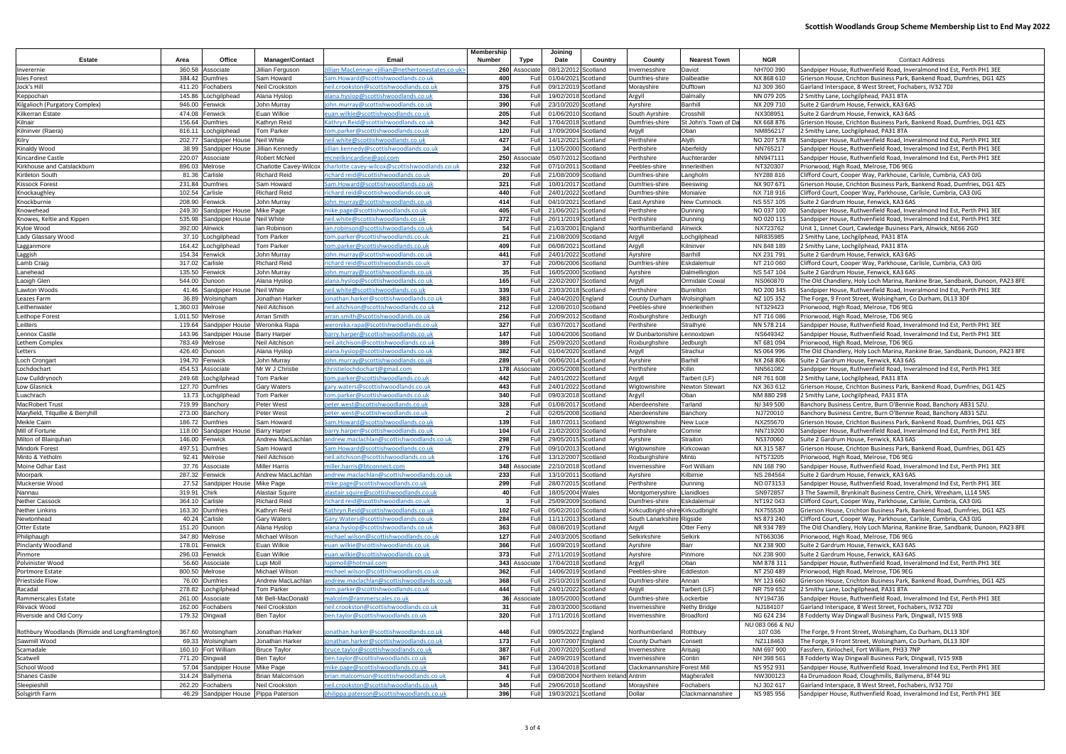# Scottish Woodlands Group Scheme Membership List to End May 2022

| Estate | Area | Office | Manager/Contact | Email | Membership Number | Type | Joining Date | Country | County | Nearest Town | NGR | Contact Address |
|---|---|---|---|---|---|---|---|---|---|---|---|---|
| Inverernie | 360.58 | Associate | Jillian Ferguson | Jillian MacLennan <jillian@nethertonestates.co.uk> | 260 | Associate | 08/12/2012 | Scotland | Invernesshire | Daviot | NH700 390 | Sandpiper House, Ruthvenfield Road, Inveralmond Ind Est, Perth PH1 3EE |
| Isles Forest | 384.42 | Dumfries | Sam Howard | Sam.Howard@scottishwoodlands.co.uk | 400 | Full | 01/04/2021 | Scotland | Dumfries-shire | Dalbeattie | NX 868 610 | Grierson House, Crichton Business Park, Bankend Road, Dumfries, DG1 4ZS |
| Jock's Hill | 411.20 | Fochabers | Neil Crookston | neil.crookston@scottishwoodlands.co.uk | 375 | Full | 09/12/2019 | Scotland | Morayshire | Dufftown | NJ 309 360 | Gairland Interspace, 8 West Street, Fochabers, IV32 7DJ |
| Keppochan | 145.86 | Lochgilphead | Alana Hyslop | alana.hyslop@scottishwoodlands.co.uk | 336 | Full | 19/02/2018 | Scotland | Argyll | Dalmally | NN 079 205 | 2 Smithy Lane, Lochgilphead, PA31 8TA |
| Kilgalioch (Purgatory Complex) | 946.00 | Fenwick | John Murray | john.murray@scottishwoodlands.co.uk | 390 | Full | 23/10/2020 | Scotland | Ayrshire | Barrhill | NX 209 710 | Suite 2 Gardrum House, Fenwick, KA3 6AS |
| Kilkerran Estate | 474.08 | Fenwick | Euan Wilkie | euan.wilkie@scottishwoodlands.co.uk | 205 | Full | 01/06/2010 | Scotland | South Ayrshire | Crosshill | NX308951 | Suite 2 Gardrum House, Fenwick, KA3 6AS |
| Kilnair | 156.64 | Dumfries | Kathryn Reid | Kathryn.Reid@scottishwoodlands.co.uk | 342 | Full | 17/04/2018 | Scotland | Dumfries-shire | St John's Town of Da | NX 668 876 | Grierson House, Crichton Business Park, Bankend Road, Dumfries, DG1 4ZS |
| Kilninver (Raera) | 816.11 | Lochgilphead | Tom Parker | tom.parker@scottishwoodlands.co.uk | 120 | Full | 17/09/2004 | Scotland | Argyll | Oban | NM856217 | 2 Smithy Lane, Lochgilphead, PA31 8TA |
| Kilry | 202.77 | Sandpiper House | Neil White | neil.white@scottishwoodlands.co.uk | 427 | Full | 14/12/2021 | Scotland | Perthshire | Alyth | NO 207 578 | Sandpiper House, Ruthvenfield Road, Inveralmond Ind Est, Perth PH1 3EE |
| Kinaldy Wood | 38.99 | Sandpiper House | Jillian Kennedy | jillian.kennedy@scottishwoodlands.co.uk | 34 | Full | 11/05/2000 | Scotland | Perthshire | Aberfeldy | NN765217 | Sandpiper House, Ruthvenfield Road, Inveralmond Ind Est, Perth PH1 3EE |
| Kincardine Castle | 220.07 | Associate | Robert McNeil | mcneilkincardine@aol.com | 250 | Associate | 05/07/2012 | Scotland | Perthshire | Auchterarder | NN947111 | Sandpiper House, Ruthvenfield Road, Inveralmond Ind Est, Perth PH1 3EE |
| Kirkhouse and Catslackburn | 896.03 | Melrose | Charlotte Cavey-Wilcox | charlotte.cavey-wilcox@scottishwoodlands.co.uk | 232 | Full | 07/10/2011 | Scotland | Peebles-shire | Innerleithen | NT320307 | Priorwood, High Road, Melrose, TD6 9EG |
| Kirtleton South | 81.36 | Carlisle | Richard Reid | richard reid@scottishwoodlands.co.uk | 20 | Full | 21/08/2009 | Scotland | Dumfries-shire | Langholm | NY288 816 | Clifford Court, Cooper Way, Parkhouse, Carlisle, Cumbria, CA3 0JG |
| Kissock Forest | 231.84 | Dumfries | Sam Howard | Sam.Howard@scottishwoodlands.co.uk | 321 | Full | 10/01/2017 | Scotland | Dumfries-shire | Beeswing | NX 907 671 | Grierson House, Crichton Business Park, Bankend Road, Dumfries, DG1 4ZS |
| Knockaughley | 102.54 | Carlisle | Richard Reid | richard.reid@scottishwoodlands.co.uk | 440 | Full | 24/01/2022 | Scotland | Dumfries-shire | Moniaive | NX 718 916 | Clifford Court, Cooper Way, Parkhouse, Carlisle, Cumbria, CA3 0JG |
| Knockburnie | 208.90 | Fenwick | John Murray | john.murray@scottishwoodlands.co.uk | 414 | Full | 04/10/2021 | Scotland | East Ayrshire | New Cumnock | NS 557 105 | Suite 2 Gardrum House, Fenwick, KA3 6AS |
| Knowehead | 249.30 | Sandpiper House | Mike Page | mike.page@scottishwoodlands.co.uk | 405 | Full | 21/06/2021 | Scotland | Perthshire | Dunning | NO 037 100 | Sandpiper House, Ruthvenfield Road, Inveralmond Ind Est, Perth PH1 3EE |
| Knowes, Keltie and Kippen | 535.98 | Sandpiper House | Neil White | neil.white@scottishwoodlands.co.uk | 372 | Full | 26/11/2019 | Scotland | Perthshire | Dunning | NO 020 115 | Sandpiper House, Ruthvenfield Road, Inveralmond Ind Est, Perth PH1 3EE |
| Kyloe Wood | 392.00 | Alnwick | Ian Robinson | ian.robinson@scottishwoodlands.co.uk | 54 | Full | 21/03/2001 | England | Northumberland | Alnwick | NX723762 | Unit 1, Linnet Court, Cawledge Business Park, Alnwick, NE66 2GD |
| Lady Glassary Wood | 37.10 | Lochgilphead | Tom Parker | tom.parker@scottishwoodlands.co.uk | 21 | Full | 21/08/2009 | Scotland | Argyll | Lochgilphead | NR835985 | 2 Smithy Lane, Lochgilphead, PA31 8TA |
| Lagganmore | 164.42 | Lochgilphead | Tom Parker | tom.parker@scottishwoodlands.co.uk | 409 | Full | 06/08/2021 | Scotland | Argyll | Kilninver | NN 848 189 | 2 Smithy Lane, Lochgilphead, PA31 8TA |
| Laggish | 154.34 | Fenwick | John Murray | john.murray@scottishwoodlands.co.uk | 441 | Full | 24/01/2022 | Scotland | Ayrshire | Barrhill | NX 231 791 | Suite 2 Gardrum House, Fenwick, KA3 6AS |
| Lamb Craig | 317.02 | Carlisle | Richard Reid | richard reid@scottishwoodlands.co.uk | 37 | Full | 20/06/2006 | Scotland | Dumfries-shire | Eskdalemuir | NT 210 060 | Clifford Court, Cooper Way, Parkhouse, Carlisle, Cumbria, CA3 0JG |
| Lanehead | 135.50 | Fenwick | John Murray | john.murray@scottishwoodlands.co.uk | 35 | Full | 16/05/2000 | Scotland | Ayrshire | Dalmellington | NS 547 104 | Suite 2 Gardrum House, Fenwick, KA3 6AS |
| Laoigh Glen | 544.00 | Dunoon | Alana Hyslop | alana.hyslop@scottishwoodlands.co.uk | 165 | Full | 22/02/2007 | Scotland | Argyll | Ormidale Cowal | NS060870 | The Old Chandlery, Holy Loch Marina, Rankine Brae, Sandbank, Dunoon, PA23 8FE |
| Lawton Woods | 41.46 | Sandpiper House | Neil White | neil.white@scottishwoodlands.co.uk | 339 | Full | 23/03/2018 | Scotland | Perthshire | Burrelton | NO 200 345 | Sandpiper House, Ruthvenfield Road, Inveralmond Ind Est, Perth PH1 3EE |
| Leazes Farm | 36.89 | Wolsingham | Jonathan Harker | jonathan.harker@scottishwoodlands.co.uk | 383 | Full | 24/04/2020 | England | County Durham | Wolsingham | NZ 105 352 | The Forge, 9 Front Street, Wolsingham, Co Durham, DL13 3DF |
| Leithenwater | 1,360.03 | Melrose | Neil Aitchison | neil.aitchison@scottishwoodlands.co.uk | 212 | Full | 12/08/2010 | Scotland | Peebles-shire | Innerleithen | NT329423 | Priorwood, High Road, Melrose, TD6 9EG |
| Leithope Forest | 1,011.50 | Melrose | Arran Smith | arran.smith@scottishwoodlands.co.uk | 256 | Full | 20/09/2012 | Scotland | Roxburghshire | Jedburgh | NT 716 086 | Priorwood, High Road, Melrose, TD6 9EG |
| Leitters | 119.64 | Sandpiper House | Weronika Rapa | weronika.rapa@scottishwoodlands.co.uk | 327 | Full | 03/07/2017 | Scotland | Perthshire | Strathyre | NN 578 214 | Sandpiper House, Ruthvenfield Road, Inveralmond Ind Est, Perth PH1 3EE |
| Lennox Castle | 143.96 | Sandpiper House | Barry Harper | barry.harper@scottishwoodlands.co.uk | 147 | Full | 10/04/2006 | Scotland | W Dunbartonshire | Lennoxtown | NS649342 | Sandpiper House, Ruthvenfield Road, Inveralmond Ind Est, Perth PH1 3EE |
| Lethem Complex | 783.49 | Melrose | Neil Aitchison | neil.aitchison@scottishwoodlands.co.uk | 389 | Full | 25/09/2020 | Scotland | Roxburghshire | Jedburgh | NT 681 094 | Priorwood, High Road, Melrose, TD6 9EG |
| Letters | 426.40 | Dunoon | Alana Hyslop | alana.hyslop@scottishwoodlands.co.uk | 382 | Full | 01/04/2020 | Scotland | Argyll | Strachur | NS 064 996 | The Old Chandlery, Holy Loch Marina, Rankine Brae, Sandbank, Dunoon, PA23 8FE |
| Loch Crongart | 194.70 | Fenwick | John Murray | john.murray@scottishwoodlands.co.uk | 289 | Full | 06/06/2014 | Scotland | Ayrshire | Barhill | NX 268 806 | Suite 2 Gardrum House, Fenwick, KA3 6AS |
| Lochdochart | 454.53 | Associate | Mr W J Christie | christielochdochart@gmail.com | 178 | Associate | 20/05/2008 | Scotland | Perthshire | Killin | NN561082 | Sandpiper House, Ruthvenfield Road, Inveralmond Ind Est, Perth PH1 3EE |
| Low Cuildrynoch | 249.68 | Lochgilphead | Tom Parker | tom.parker@scottishwoodlands.co.uk | 442 | Full | 24/01/2022 | Scotland | Argyll | Tarbert (LF) | NR 761 608 | 2 Smithy Lane, Lochgilphead, PA31 8TA |
| Low Glasnick | 127.70 | Dumfries | Gary Waters | gary.waters@scottishwoodlands.co.uk | 443 | Full | 24/01/2022 | Scotland | Wigtownshire | Newton Stewart | NX 363 612 | Grierson House, Crichton Business Park, Bankend Road, Dumfries, DG1 4ZS |
| Luachrach | 13.73 | Lochgilphead | Tom Parker | tom.parker@scottishwoodlands.co.uk | 340 | Full | 09/03/2018 | Scotland | Argyll | Oban | NM 880 298 | 2 Smithy Lane, Lochgilphead, PA31 8TA |
| MacRobert Trust | 719.99 | Banchory | Peter West | peter.west@scottishwoodlands.co.uk | 328 | Full | 01/08/2017 | Scotland | Aberdeenshire | Tarland | NJ 349 500 | Banchory Business Centre, Burn O'Bennie Road, Banchory AB31 5ZU. |
| Maryfield, Tilquillie & Berryhill | 273.00 | Banchory | Peter West | peter.west@scottishwoodlands.co.uk | 2 | Full | 02/05/2008 | Scotland | Aberdeenshire | Banchory | NJ720010 | Banchory Business Centre, Burn O'Bennie Road, Banchory AB31 5ZU. |
| Meikle Cairn | 186.72 | Dumfries | Sam Howard | Sam.Howard@scottishwoodlands.co.uk | 139 | Full | 18/07/2011 | Scotland | Wigtownshire | New Luce | NX255670 | Grierson House, Crichton Business Park, Bankend Road, Dumfries, DG1 4ZS |
| Mill of Fortune | 118.00 | Sandpiper House | Barry Harper | barry.harper@scottishwoodlands.co.uk | 104 | Full | 21/02/2003 | Scotland | Perthshire | Comrie | NN719200 | Sandpiper House, Ruthvenfield Road, Inveralmond Ind Est, Perth PH1 3EE |
| Milton of Blairquhan | 146.00 | Fenwick | Andrew MacLachlan | andrew.maclachlan@scottishwoodlands.co.uk | 298 | Full | 29/05/2015 | Scotland | Ayrshire | Straiton | NS370060 | Suite 2 Gardrum House, Fenwick, KA3 6AS |
| Mindork Forest | 497.51 | Dumfries | Sam Howard | Sam.Howard@scottishwoodlands.co.uk | 279 | Full | 09/10/2013 | Scotland | Wigtownshire | Kirkcowan | NX 315 587 | Grierson House, Crichton Business Park, Bankend Road, Dumfries, DG1 4ZS |
| Minto & Yetholm | 92.41 | Melrose | Neil Aitchison | neil.aitchison@scottishwoodlands.co.uk | 176 | Full | 13/12/2007 | Scotland | Roxburghshire | Minto | NT573205 | Priorwood, High Road, Melrose, TD6 9EG |
| Moine Odhar East | 37.76 | Associate | Miller Harris | miller.harris@btconnect.com | 348 | Associate | 22/10/2018 | Scotland | Invernesshire | Fort William | NN 168 790 | Sandpiper House, Ruthvenfield Road, Inveralmond Ind Est, Perth PH1 3EE |
| Moorpark | 287.32 | Fenwick | Andrew MacLachlan | andrew.maclachlan@scottishwoodlands.co.uk | 233 | Full | 13/10/2011 | Scotland | Ayrshire | Kilbirnie | NS 284564 | Suite 2 Gardrum House, Fenwick, KA3 6AS |
| Muckersie Wood | 27.52 | Sandpiper House | Mike Page | mike.page@scottishwoodlands.co.uk | 299 | Full | 28/07/2015 | Scotland | Perthshire | Dunning | NO 073153 | Sandpiper House, Ruthvenfield Road, Inveralmond Ind Est, Perth PH1 3EE |
| Nannau | 319.91 | Chirk | Alastair Squire | alastair.squire@scottishwoodlands.co.uk | 40 | Full | 18/05/2004 | Wales | Montgomeryshire | Llanidloes | SN972857 | 3 The Sawmill, Brynkinalt Business Centre, Chirk, Wrexham, LL14 5NS |
| Nether Cassock | 364.10 | Carlisle | Richard Reid | richard reid@scottishwoodlands.co.uk | 3 | Full | 25/09/2009 | Scotland | Dumfries-shire | Eskdalemuir | NT192 043 | Clifford Court, Cooper Way, Parkhouse, Carlisle, Cumbria, CA3 0JG |
| Nether Linkins | 163.30 | Dumfries | Kathryn Reid | Kathryn.Reid@scottishwoodlands.co.uk | 102 | Full | 05/02/2010 | Scotland | Kirkcudbright-shire | Kirkcudbright | NX755530 | Grierson House, Crichton Business Park, Bankend Road, Dumfries, DG1 4ZS |
| Newtonhead | 40.24 | Carlisle | Gary Waters | Gary.Waters@scottishwoodlands.co.uk | 284 | Full | 11/11/2013 | Scotland | South Lanarkshire | Rigside | NS 873 240 | Clifford Court, Cooper Way, Parkhouse, Carlisle, Cumbria, CA3 0JG |
| Otter Estate | 151.20 | Dunoon | Alana Hyslop | alana.hyslop@scottishwoodlands.co.uk | 363 | Full | 08/08/2019 | Scotland | Argyll | Otter Ferry | NR 934 789 | The Old Chandlery, Holy Loch Marina, Rankine Brae, Sandbank, Dunoon, PA23 8FE |
| Philiphaugh | 347.80 | Melrose | Michael Wilson | michael.wilson@scottishwoodlands.co.uk | 127 | Full | 24/03/2005 | Scotland | Selkirkshire | Selkirk | NT663036 | Priorwood, High Road, Melrose, TD6 9EG |
| Pinclanty Woodland | 178.01 | Fenwick | Euan Wilkie | euan.wilkie@scottishwoodlands.co.uk | 366 | Full | 16/09/2019 | Scotland | Ayrshire | Barr | NX 238 900 | Suite 2 Gardrum House, Fenwick, KA3 6AS |
| Pinmore | 296.03 | Fenwick | Euan Wilkie | euan.wilkie@scottishwoodlands.co.uk | 373 | Full | 27/11/2019 | Scotland | Ayrshire | Pinmore | NX 238 900 | Suite 2 Gardrum House, Fenwick, KA3 6AS |
| Polvinister Wood | 56.60 | Associate | Lupi Moll | lupimoll@hotmail.com | 343 | Associate | 17/04/2018 | Scotland | Argyll | Oban | NM 878 311 | Sandpiper House, Ruthvenfield Road, Inveralmond Ind Est, Perth PH1 3EE |
| Portmore Estate | 800.50 | Melrose | Michael Wilson | michael.wilson@scottishwoodlands.co.uk | 362 | Full | 14/06/2019 | Scotland | Peebles-shire | Eddleston | NT 250 489 | Priorwood, High Road, Melrose, TD6 9EG |
| Priestside Flow | 76.00 | Dumfries | Andrew MacLachlan | andrew.maclachlan@scottishwoodlands.co.uk | 368 | Full | 25/10/2019 | Scotland | Dumfries-shire | Annan | NY 123 660 | Grierson House, Crichton Business Park, Bankend Road, Dumfries, DG1 4ZS |
| Racadal | 278.82 | Lochgilphead | Tom Parker | tom.parker@scottishwoodlands.co.uk | 444 | Full | 24/01/2022 | Scotland | Argyll | Tarbert (LF) | NR 759 652 | 2 Smithy Lane, Lochgilphead, PA31 8TA |
| Rammerscales Estate | 261.00 | Associate | Mr Bell-MacDonald | malcolm@rammerscales.co.uk | 36 | Associate | 18/05/2000 | Scotland | Dumfries-shire | Lockerbie | NY194736 | Sandpiper House, Ruthvenfield Road, Inveralmond Ind Est, Perth PH1 3EE |
| Revack Wood | 162.00 | Fochabers | Neil Crookston | neil.crookston@scottishwoodlands.co.uk | 31 | Full | 28/03/2000 | Scotland | Invernesshire | Nethy Bridge | NJ184107 | Gairland Interspace, 8 West Street, Fochabers, IV32 7DJ |
| Riverside and Old Corry | 179.32 | Dingwall | Ben Taylor | ben.taylor@scottishwoodlands.co.uk | 320 | Full | 17/11/2016 | Scotland | Invernesshire | Broadford | NG 624 234 | 8 Fodderty Way Dingwall Business Park, Dingwall, IV15 9XB |
| Rothbury Woodlands (Rimside and Longframlington) | 367.60 | Wolsingham | Jonathan Harker | jonathan.harker@scottishwoodlands.co.uk | 448 | Full | 09/05/2022 | England | Northumberland | Rothbury | NU 083 066 & NU 107 036 | The Forge, 9 Front Street, Wolsingham, Co Durham, DL13 3DF |
| Sawmill Wood | 69.33 | Wolsingham | Jonathan Harker | jonathan.harker@scottishwoodlands.co.uk | 173 | Full | 10/07/2007 | England | County Durham | Consett | NZ118463 | The Forge, 9 Front Street, Wolsingham, Co Durham, DL13 3DF |
| Scamadale | 160.10 | Fort William | Bruce Taylor | bruce.taylor@scottishwoodlands.co.uk | 387 | Full | 20/07/2020 | Scotland | Invernesshire | Arisaig | NM 697 900 | Fassfern, Kinlocheil, Fort William, PH33 7NP |
| Scatwell | 771.20 | Dingwall | Ben Taylor | ben.taylor@scottishwoodlands.co.uk | 367 | Full | 24/09/2019 | Scotland | Invernesshire | Contin | NH 398 561 | 8 Fodderty Way Dingwall Business Park, Dingwall, IV15 9XB |
| School Wood | 57.04 | Sandpiper House | Mike Page | mike.page@scottishwoodlands.co.uk | 341 | Full | 13/04/2018 | Scotland | Clackmannanshire | Forest Mill | NS 952 931 | Sandpiper House, Ruthvenfield Road, Inveralmond Ind Est, Perth PH1 3EE |
| Shanes Castle | 314.24 | Ballymena | Brian Malcomson | brian.malcomson@scottishwoodlands.co.uk | 4 | Full | 09/08/2004 | Northern Ireland | Antrim | Magherafelt | NW300123 | 4a Drumadoon Road, Cloughmills, Ballymena, BT44 9LJ |
| Sleepieshill | 262.20 | Fochabers | Neil Crookston | neil.crookston@scottishwoodlands.co.uk | 345 | Full | 29/06/2018 | Scotland | Morayshire | Fochabers | NJ 302 617 | Gairland Interspace, 8 West Street, Fochabers, IV32 7DJ |
| Solsgirth Farm | 46.29 | Sandpiper House | Pippa Paterson | philippa.paterson@scottishwoodlands.co.uk | 396 | Full | 19/03/2021 | Scotland | Dollar | Clackmannanshire | NS 985 956 | Sandpiper House, Ruthvenfield Road, Inveralmond Ind Est, Perth PH1 3EE |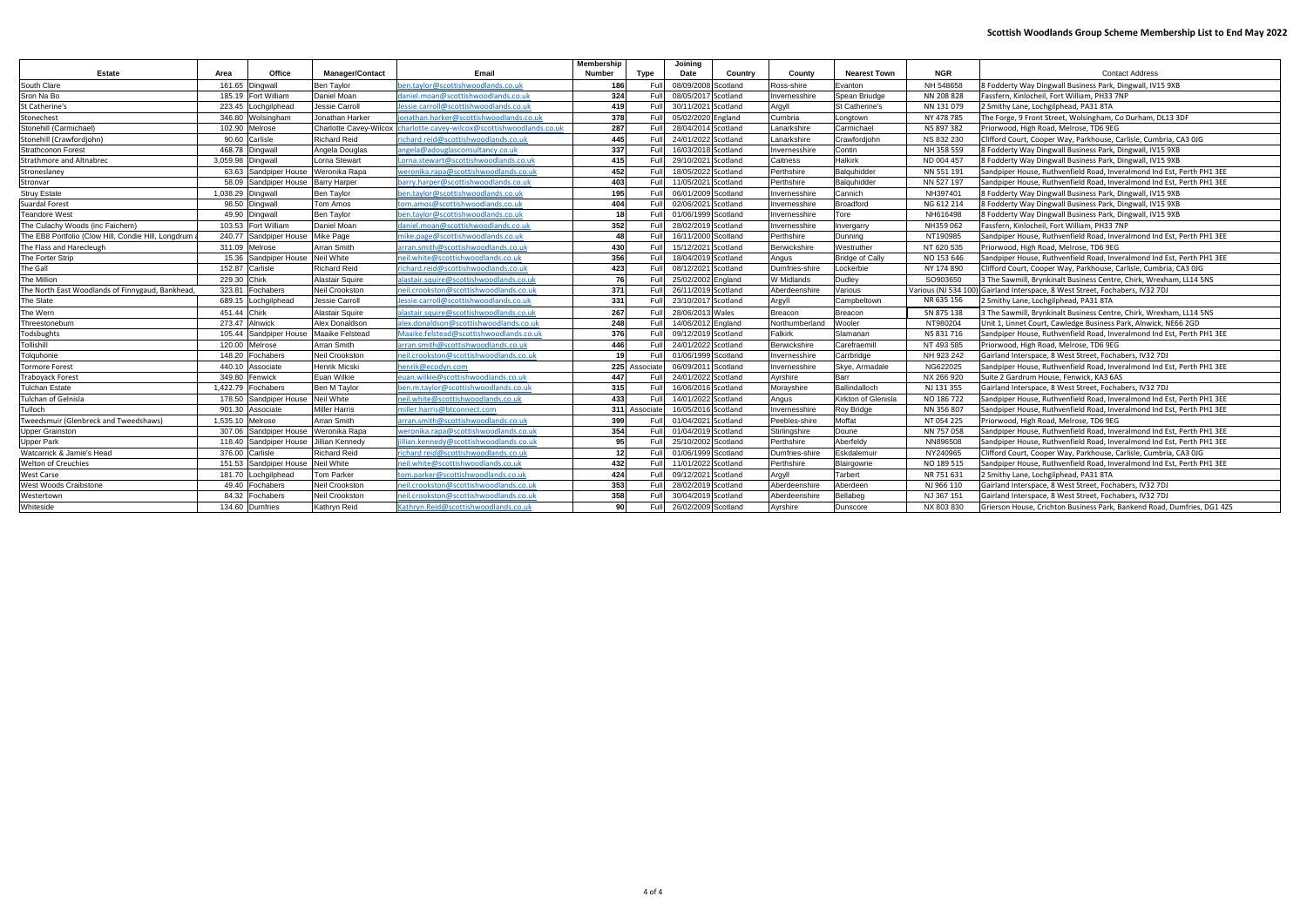# Scottish Woodlands Group Scheme Membership List to End May 2022

| Estate | Area | Office | Manager/Contact | Email | Membership Number | Type | Joining Date | Country | County | Nearest Town | NGR | Contact Address |
|---|---|---|---|---|---|---|---|---|---|---|---|---|
| South Clare | 161.65 | Dingwall | Ben Taylor | ben.taylor@scottishwoodlands.co.uk | 186 | Full | 08/09/2008 | Scotland | Ross-shire | Evanton | NH 548658 | 8 Fodderty Way Dingwall Business Park, Dingwall, IV15 9XB |
| Sron Na Bo | 185.19 | Fort William | Daniel Moan | daniel.moan@scottishwoodlands.co.uk | 324 | Full | 08/05/2017 | Scotland | Invernesshire | Spean Briudge | NN 208 828 | Fassfern, Kinlocheil, Fort William, PH33 7NP |
| St Catherine's | 223.45 | Lochgilphead | Jessie Carroll | Jessie.carroll@scottishwoodlands.co.uk | 419 | Full | 30/11/2021 | Scotland | Argyll | St Catherine's | NN 131 079 | 2 Smithy Lane, Lochgilphead, PA31 8TA |
| Stonechest | 346.80 | Wolsingham | Jonathan Harker | jonathan.harker@scottishwoodlands.co.uk | 378 | Full | 05/02/2020 | England | Cumbria | Longtown | NY 478 785 | The Forge, 9 Front Street, Wolsingham, Co Durham, DL13 3DF |
| Stonehill (Carmichael) | 102.90 | Melrose | Charlotte Cavey-Wilcox | charlotte.cavey-wilcox@scottishwoodlands.co.uk | 287 | Full | 28/04/2014 | Scotland | Lanarkshire | Carmichael | NS 897 382 | Priorwood, High Road, Melrose, TD6 9EG |
| Stonehill (Crawfordjohn) | 90.60 | Carlisle | Richard Reid | richard.reid@scottishwoodlands.co.uk | 445 | Full | 24/01/2022 | Scotland | Lanarkshire | Crawfordjohn | NS 832 230 | Clifford Court, Cooper Way, Parkhouse, Carlisle, Cumbria, CA3 0JG |
| Strathconon Forest | 468.78 | Dingwall | Angela Douglas | angela@adouglasconsultancy.co.uk | 337 | Full | 16/03/2018 | Scotland | Invernesshire | Contin | NH 358 559 | 8 Fodderty Way Dingwall Business Park, Dingwall, IV15 9XB |
| Strathmore and Altnabrec | 3,059.98 | Dingwall | Lorna Stewart | Lorna.stewart@scottishwoodlands.co.uk | 415 | Full | 29/10/2021 | Scotland | Caitness | Halkirk | ND 004 457 | 8 Fodderty Way Dingwall Business Park, Dingwall, IV15 9XB |
| Stroneslaney | 63.63 | Sandpiper House | Weronika Rapa | weronika.rapa@scottishwoodlands.co.uk | 452 | Full | 18/05/2022 | Scotland | Perthshire | Balquhidder | NN 551 191 | Sandpiper House, Ruthvenfield Road, Inveralmond Ind Est, Perth PH1 3EE |
| Stronvar | 58.09 | Sandpiper House | Barry Harper | barry.harper@scottishwoodlands.co.uk | 403 | Full | 11/05/2021 | Scotland | Perthshire | Balquhidder | NN 527 197 | Sandpiper House, Ruthvenfield Road, Inveralmond Ind Est, Perth PH1 3EE |
| Struy Estate | 1,038.29 | Dingwall | Ben Taylor | ben.taylor@scottishwoodlands.co.uk | 195 | Full | 06/01/2009 | Scotland | Invernesshire | Cannich | NH397401 | 8 Fodderty Way Dingwall Business Park, Dingwall, IV15 9XB |
| Suardal Forest | 98.50 | Dingwall | Tom Amos | tom.amos@scottishwoodlands.co.uk | 404 | Full | 02/06/2021 | Scotland | Invernesshire | Broadford | NG 612 214 | 8 Fodderty Way Dingwall Business Park, Dingwall, IV15 9XB |
| Teandore West | 49.90 | Dingwall | Ben Taylor | ben.taylor@scottishwoodlands.co.uk | 18 | Full | 01/06/1999 | Scotland | Invernesshire | Tore | NH616498 | 8 Fodderty Way Dingwall Business Park, Dingwall, IV15 9XB |
| The Culachy Woods (inc Faichem) | 103.53 | Fort William | Daniel Moan | daniel.moan@scottishwoodlands.co.uk | 352 | Full | 28/02/2019 | Scotland | Invernesshire | Invergarry | NH359 062 | Fassfern, Kinlocheil, Fort William, PH33 7NP |
| The EBB Portfolio (Clow Hill, Condie Hill, Longdrum a | 240.77 | Sandpiper House | Mike Page | mike.page@scottishwoodlands.co.uk | 48 | Full | 16/11/2000 | Scotland | Perthshire | Dunning | NT190985 | Sandpiper House, Ruthvenfield Road, Inveralmond Ind Est, Perth PH1 3EE |
| The Flass and Harecleugh | 311.09 | Melrose | Arran Smith | arran.smith@scottishwoodlands.co.uk | 430 | Full | 15/12/2021 | Scotland | Berwickshire | Westruther | NT 620 535 | Priorwood, High Road, Melrose, TD6 9EG |
| The Forter Strip | 15.36 | Sandpiper House | Neil White | neil.white@scottishwoodlands.co.uk | 356 | Full | 18/04/2019 | Scotland | Angus | Bridge of Cally | NO 153 646 | Sandpiper House, Ruthvenfield Road, Inveralmond Ind Est, Perth PH1 3EE |
| The Gall | 152.87 | Carlisle | Richard Reid | richard.reid@scottishwoodlands.co.uk | 423 | Full | 08/12/2021 | Scotland | Dumfries-shire | Lockerbie | NY 174 890 | Clifford Court, Cooper Way, Parkhouse, Carlisle, Cumbria, CA3 0JG |
| The Million | 229.30 | Chirk | Alastair Squire | alastair.squire@scottishwoodlands.co.uk | 76 | Full | 25/02/2002 | England | W Midlands | Dudley | SO903650 | 3 The Sawmill, Brynkinalt Business Centre, Chirk, Wrexham, LL14 5NS |
| The North East Woodlands of Finnygaud, Bankhead, | 323.81 | Fochabers | Neil Crookston | neil.crookston@scottishwoodlands.co.uk | 371 | Full | 26/11/2019 | Scotland | Aberdeenshire | Various | Various (NJ 534 100) | Gairland Interspace, 8 West Street, Fochabers, IV32 7DJ |
| The Slate | 689.15 | Lochgilphead | Jessie Carroll | Jessie.carroll@scottishwoodlands.co.uk | 331 | Full | 23/10/2017 | Scotland | Argyll | Campbeltown | NR 635 156 | 2 Smithy Lane, Lochgilphead, PA31 8TA |
| The Wern | 451.44 | Chirk | Alastair Squire | alastair.squire@scottishwoodlands.co.uk | 267 | Full | 28/06/2013 | Wales | Breacon | Breacon | SN 875 138 | 3 The Sawmill, Brynkinalt Business Centre, Chirk, Wrexham, LL14 5NS |
| Threestoneburn | 273.47 | Alnwick | Alex Donaldson | alex.donaldson@scottishwoodlands.co.uk | 248 | Full | 14/06/2012 | England | Northumberland | Wooler | NT980204 | Unit 1, Linnet Court, Cawledge Business Park, Alnwick, NE66 2GD |
| Todsbughts | 105.44 | Sandpiper House | Maaike Felstead | Maaike.felstead@scottishwoodlands.co.uk | 376 | Full | 09/12/2019 | Scotland | Falkirk | Slamanan | NS 831 716 | Sandpiper House, Ruthvenfield Road, Inveralmond Ind Est, Perth PH1 3EE |
| Tollishill | 120.00 | Melrose | Arran Smith | arran.smith@scottishwoodlands.co.uk | 446 | Full | 24/01/2022 | Scotland | Berwickshire | Carefraemill | NT 493 585 | Priorwood, High Road, Melrose, TD6 9EG |
| Tolquhonie | 148.20 | Fochabers | Neil Crookston | neil.crookston@scottishwoodlands.co.uk | 19 | Full | 01/06/1999 | Scotland | Invernesshire | Carrbridge | NH 923 242 | Gairland Interspace, 8 West Street, Fochabers, IV32 7DJ |
| Tormore Forest | 440.10 | Associate | Henrik Micski | henrik@ecodyn.com | 225 | Associate | 06/09/2011 | Scotland | Invernesshire | Skye, Armadale | NG622025 | Sandpiper House, Ruthvenfield Road, Inveralmond Ind Est, Perth PH1 3EE |
| Traboyack Forest | 349.80 | Fenwick | Euan Wilkie | euan.wilkie@scottishwoodlands.co.uk | 447 | Full | 24/01/2022 | Scotland | Ayrshire | Barr | NX 266 920 | Suite 2 Gardrum House, Fenwick, KA3 6AS |
| Tulchan Estate | 1,422.79 | Fochabers | Ben M Taylor | ben.m.taylor@scottishwoodlands.co.uk | 315 | Full | 16/06/2016 | Scotland | Morayshire | Ballindalloch | NJ 131 355 | Gairland Interspace, 8 West Street, Fochabers, IV32 7DJ |
| Tulchan of Gelnisla | 178.50 | Sandpiper House | Neil White | neil.white@scottishwoodlands.co.uk | 433 | Full | 14/01/2022 | Scotland | Angus | Kirkton of Glenisla | NO 186 722 | Sandpiper House, Ruthvenfield Road, Inveralmond Ind Est, Perth PH1 3EE |
| Tulloch | 901.30 | Associate | Miller Harris | miller.harris@btconnect.com | 311 | Associate | 16/05/2016 | Scotland | Invernesshire | Roy Bridge | NN 356 807 | Sandpiper House, Ruthvenfield Road, Inveralmond Ind Est, Perth PH1 3EE |
| Tweedsmuir (Glenbreck and Tweedshaws) | 1,535.10 | Melrose | Arran Smith | arran.smith@scottishwoodlands.co.uk | 399 | Full | 01/04/2021 | Scotland | Peebles-shire | Moffat | NT 054 225 | Priorwood, High Road, Melrose, TD6 9EG |
| Upper Grainston | 307.06 | Sandpiper House | Weronika Rapa | weronika.rapa@scottishwoodlands.co.uk | 354 | Full | 01/04/2019 | Scotland | Stirlingshire | Doune | NN 757 058 | Sandpiper House, Ruthvenfield Road, Inveralmond Ind Est, Perth PH1 3EE |
| Upper Park | 118.40 | Sandpiper House | Jillian Kennedy | jillian.kennedy@scottishwoodlands.co.uk | 95 | Full | 25/10/2002 | Scotland | Perthshire | Aberfeldy | NN896508 | Sandpiper House, Ruthvenfield Road, Inveralmond Ind Est, Perth PH1 3EE |
| Watcarrick & Jamie's Head | 376.00 | Carlisle | Richard Reid | richard.reid@scottishwoodlands.co.uk | 12 | Full | 01/06/1999 | Scotland | Dumfries-shire | Eskdalemuir | NY240965 | Clifford Court, Cooper Way, Parkhouse, Carlisle, Cumbria, CA3 0JG |
| Welton of Creuchies | 151.53 | Sandpiper House | Neil White | neil.white@scottishwoodlands.co.uk | 432 | Full | 11/01/2022 | Scotland | Perthshire | Blairgowrie | NO 189 515 | Sandpiper House, Ruthvenfield Road, Inveralmond Ind Est, Perth PH1 3EE |
| West Carse | 181.70 | Lochgilphead | Tom Parker | tom.parker@scottishwoodlands.co.uk | 424 | Full | 09/12/2021 | Scotland | Argyll | Tarbert | NR 751 631 | 2 Smithy Lane, Lochgilphead, PA31 8TA |
| West Woods Craibstone | 49.40 | Fochabers | Neil Crookston | neil.crookston@scottishwoodlands.co.uk | 353 | Full | 28/02/2019 | Scotland | Aberdeenshire | Aberdeen | NJ 966 110 | Gairland Interspace, 8 West Street, Fochabers, IV32 7DJ |
| Westertown | 84.32 | Fochabers | Neil Crookston | neil.crookston@scottishwoodlands.co.uk | 358 | Full | 30/04/2019 | Scotland | Aberdeenshire | Bellabeg | NJ 367 151 | Gairland Interspace, 8 West Street, Fochabers, IV32 7DJ |
| Whiteside | 134.60 | Dumfries | Kathryn Reid | Kathryn.Reid@scottishwoodlands.co.uk | 90 | Full | 26/02/2009 | Scotland | Ayrshire | Dunscore | NX 803 830 | Grierson House, Crichton Business Park, Bankend Road, Dumfries, DG1 4ZS |